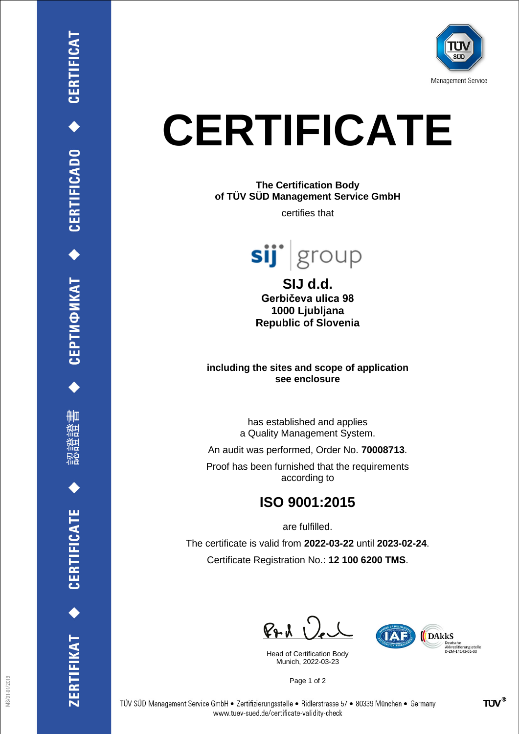# CERTIFICATE

**The Certification Body**
**of TÜV SÜD Management Service GmbH**

certifies that

**SIJ d.d.**
**Gerbičeva ulica 98**
**1000 Ljubljana**
**Republic of Slovenia**

**including the sites and scope of application**
**see enclosure**

has established and applies
a Quality Management System.

An audit was performed, Order No. **70008713**.

Proof has been furnished that the requirements
according to

## ISO 9001:2015

are fulfilled.

The certificate is valid from **2022-03-22** until **2023-02-24**.

Certificate Registration No.: **12 100 6200 TMS**.

Head of Certification Body
Munich, 2022-03-23

TÜV SÜD Management Service GmbH • Zertifizierungsstelle • Ridlerstrasse 57 • 80339 München • Germany
www.tuev-sued.de/certificate-validity-check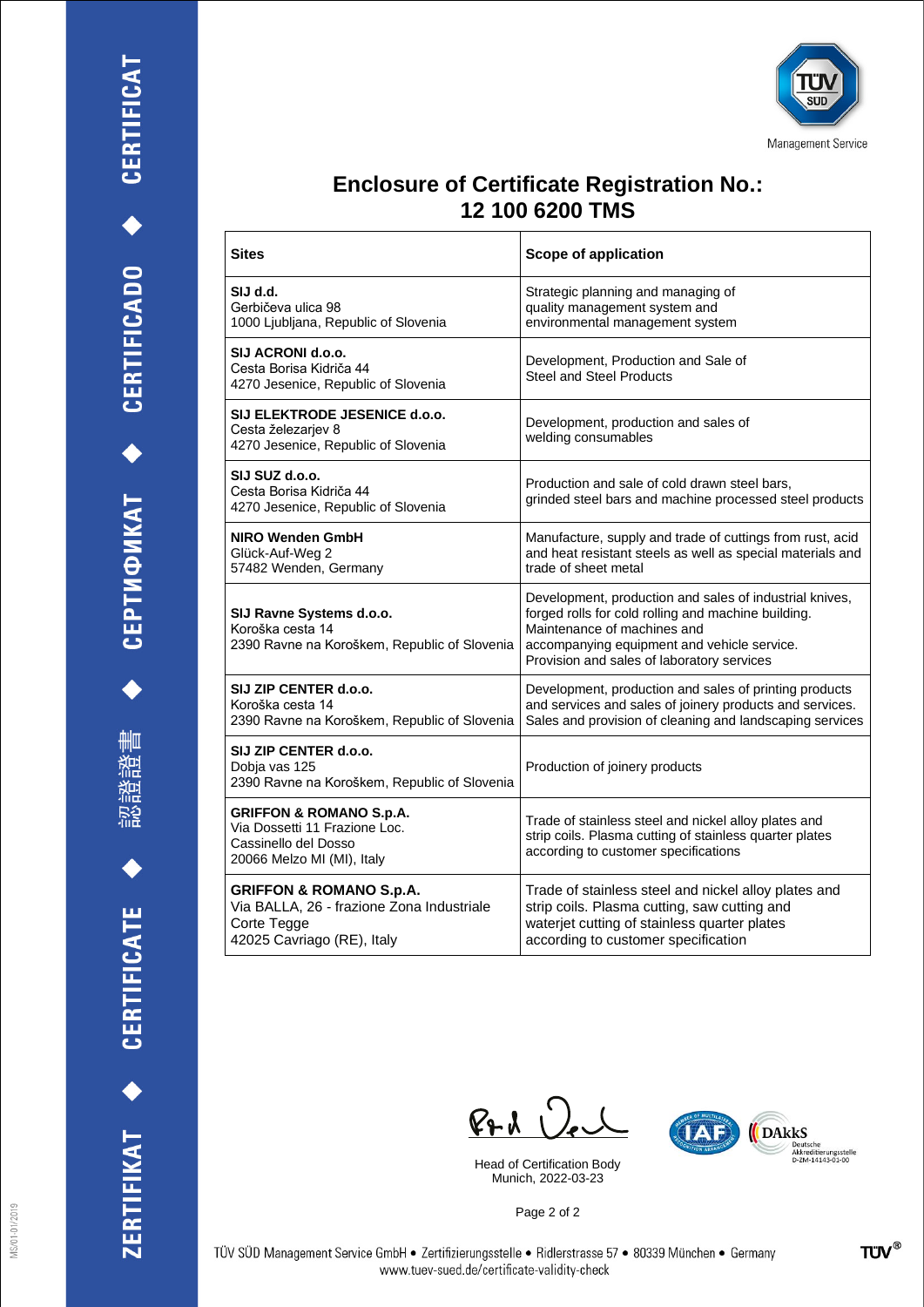Management Service

# Enclosure of Certificate Registration No.: 12 100 6200 TMS

| Sites | Scope of application |
|---|---|
| **SIJ d.d.**<br>Gerbičeva ulica 98<br>1000 Ljubljana, Republic of Slovenia | Strategic planning and managing of quality management system and environmental management system |
| **SIJ ACRONI d.o.o.**<br>Cesta Borisa Kidriča 44<br>4270 Jesenice, Republic of Slovenia | Development, Production and Sale of Steel and Steel Products |
| **SIJ ELEKTRODE JESENICE d.o.o.**<br>Cesta železarjev 8<br>4270 Jesenice, Republic of Slovenia | Development, production and sales of welding consumables |
| **SIJ SUZ d.o.o.**<br>Cesta Borisa Kidriča 44<br>4270 Jesenice, Republic of Slovenia | Production and sale of cold drawn steel bars, grinded steel bars and machine processed steel products |
| **NIRO Wenden GmbH**<br>Glück-Auf-Weg 2<br>57482 Wenden, Germany | Manufacture, supply and trade of cuttings from rust, acid and heat resistant steels as well as special materials and trade of sheet metal |
| **SIJ Ravne Systems d.o.o.**<br>Koroška cesta 14<br>2390 Ravne na Koroškem, Republic of Slovenia | Development, production and sales of industrial knives, forged rolls for cold rolling and machine building. Maintenance of machines and accompanying equipment and vehicle service. Provision and sales of laboratory services |
| **SIJ ZIP CENTER d.o.o.**<br>Koroška cesta 14<br>2390 Ravne na Koroškem, Republic of Slovenia | Development, production and sales of printing products and services and sales of joinery products and services. Sales and provision of cleaning and landscaping services |
| **SIJ ZIP CENTER d.o.o.**<br>Dobja vas 125<br>2390 Ravne na Koroškem, Republic of Slovenia | Production of joinery products |
| **GRIFFON & ROMANO S.p.A.**<br>Via Dossetti 11 Frazione Loc.<br>Cassinello del Dosso<br>20066 Melzo MI (MI), Italy | Trade of stainless steel and nickel alloy plates and strip coils. Plasma cutting of stainless quarter plates according to customer specifications |
| **GRIFFON & ROMANO S.p.A.**<br>Via BALLA, 26 - frazione Zona Industriale<br>Corte Tegge<br>42025 Cavriago (RE), Italy | Trade of stainless steel and nickel alloy plates and strip coils. Plasma cutting, saw cutting and waterjet cutting of stainless quarter plates according to customer specification |

Head of Certification Body
Munich, 2022-03-23

DAkkS Deutsche Akkreditierungsstelle D-ZM-14143-01-00

TÜV SÜD Management Service GmbH • Zertifizierungsstelle • Ridlerstrasse 57 • 80339 München • Germany
www.tuev-sued.de/certificate-validity-check